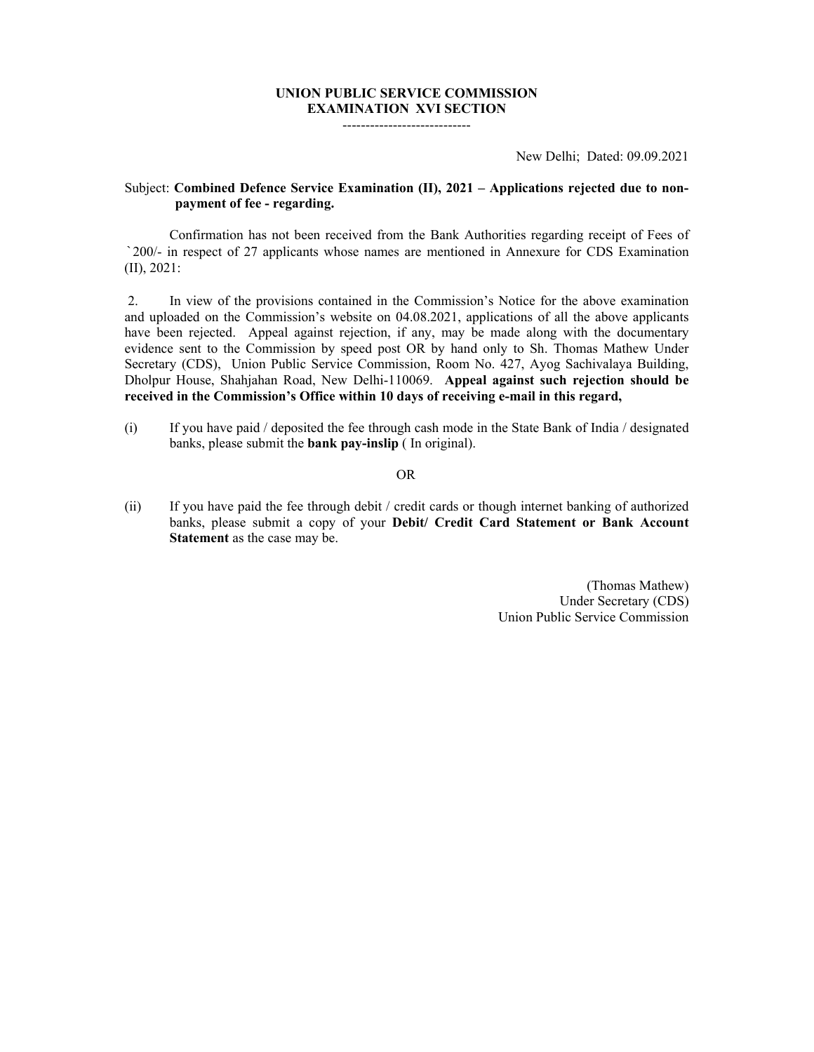**UNION PUBLIC SERVICE COMMISSION**
**EXAMINATION XVI SECTION**

----------------------------

New Delhi; Dated: 09.09.2021

Subject: **Combined Defence Service Examination (II), 2021 – Applications rejected due to non-payment of fee - regarding.**

Confirmation has not been received from the Bank Authorities regarding receipt of Fees of `200/- in respect of 27 applicants whose names are mentioned in Annexure for CDS Examination (II), 2021:

2. In view of the provisions contained in the Commission's Notice for the above examination and uploaded on the Commission's website on 04.08.2021, applications of all the above applicants have been rejected. Appeal against rejection, if any, may be made along with the documentary evidence sent to the Commission by speed post OR by hand only to Sh. Thomas Mathew Under Secretary (CDS), Union Public Service Commission, Room No. 427, Ayog Sachivalaya Building, Dholpur House, Shahjahan Road, New Delhi-110069. **Appeal against such rejection should be received in the Commission's Office within 10 days of receiving e-mail in this regard,**

(i) If you have paid / deposited the fee through cash mode in the State Bank of India / designated banks, please submit the **bank pay-inslip** ( In original).

OR

(ii) If you have paid the fee through debit / credit cards or though internet banking of authorized banks, please submit a copy of your **Debit/ Credit Card Statement or Bank Account Statement** as the case may be.

(Thomas Mathew)
Under Secretary (CDS)
Union Public Service Commission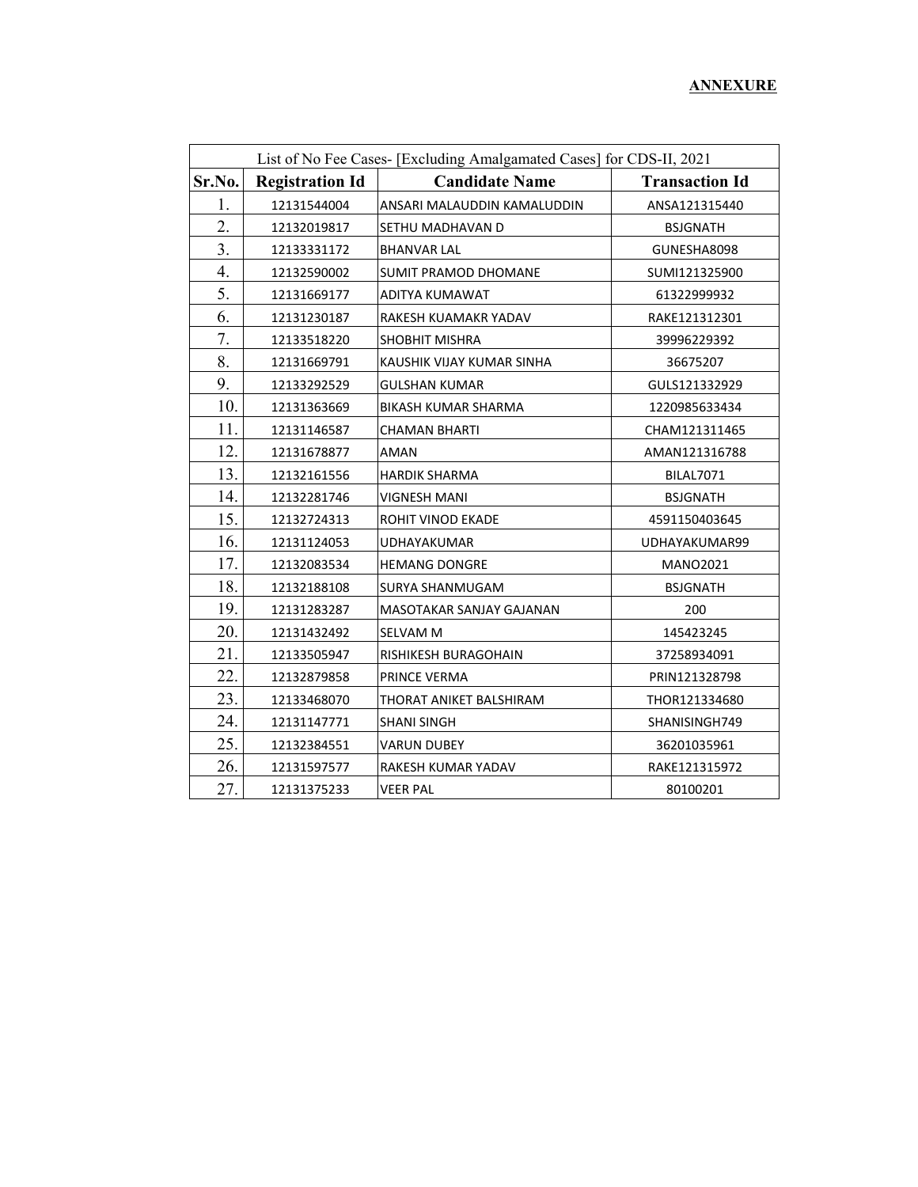**ANNEXURE**

| List of No Fee Cases- [Excluding Amalgamated Cases] for CDS-II, 2021 | | | |
|---|---|---|---|
| **Sr.No.** | **Registration Id** | **Candidate Name** | **Transaction Id** |
| 1. | 12131544004 | ANSARI MALAUDDIN KAMALUDDIN | ANSA121315440 |
| 2. | 12132019817 | SETHU MADHAVAN D | BSJGNATH |
| 3. | 12133331172 | BHANVAR LAL | GUNESHA8098 |
| 4. | 12132590002 | SUMIT PRAMOD DHOMANE | SUMI121325900 |
| 5. | 12131669177 | ADITYA KUMAWAT | 61322999932 |
| 6. | 12131230187 | RAKESH KUAMAKR YADAV | RAKE121312301 |
| 7. | 12133518220 | SHOBHIT MISHRA | 39996229392 |
| 8. | 12131669791 | KAUSHIK VIJAY KUMAR SINHA | 36675207 |
| 9. | 12133292529 | GULSHAN KUMAR | GULS121332929 |
| 10. | 12131363669 | BIKASH KUMAR SHARMA | 1220985633434 |
| 11. | 12131146587 | CHAMAN BHARTI | CHAM121311465 |
| 12. | 12131678877 | AMAN | AMAN121316788 |
| 13. | 12132161556 | HARDIK SHARMA | BILAL7071 |
| 14. | 12132281746 | VIGNESH MANI | BSJGNATH |
| 15. | 12132724313 | ROHIT VINOD EKADE | 4591150403645 |
| 16. | 12131124053 | UDHAYAKUMAR | UDHAYAKUMAR99 |
| 17. | 12132083534 | HEMANG DONGRE | MANO2021 |
| 18. | 12132188108 | SURYA SHANMUGAM | BSJGNATH |
| 19. | 12131283287 | MASOTAKAR SANJAY GAJANAN | 200 |
| 20. | 12131432492 | SELVAM M | 145423245 |
| 21. | 12133505947 | RISHIKESH BURAGOHAIN | 37258934091 |
| 22. | 12132879858 | PRINCE VERMA | PRIN121328798 |
| 23. | 12133468070 | THORAT ANIKET BALSHIRAM | THOR121334680 |
| 24. | 12131147771 | SHANI SINGH | SHANISINGH749 |
| 25. | 12132384551 | VARUN DUBEY | 36201035961 |
| 26. | 12131597577 | RAKESH KUMAR YADAV | RAKE121315972 |
| 27. | 12131375233 | VEER PAL | 80100201 |